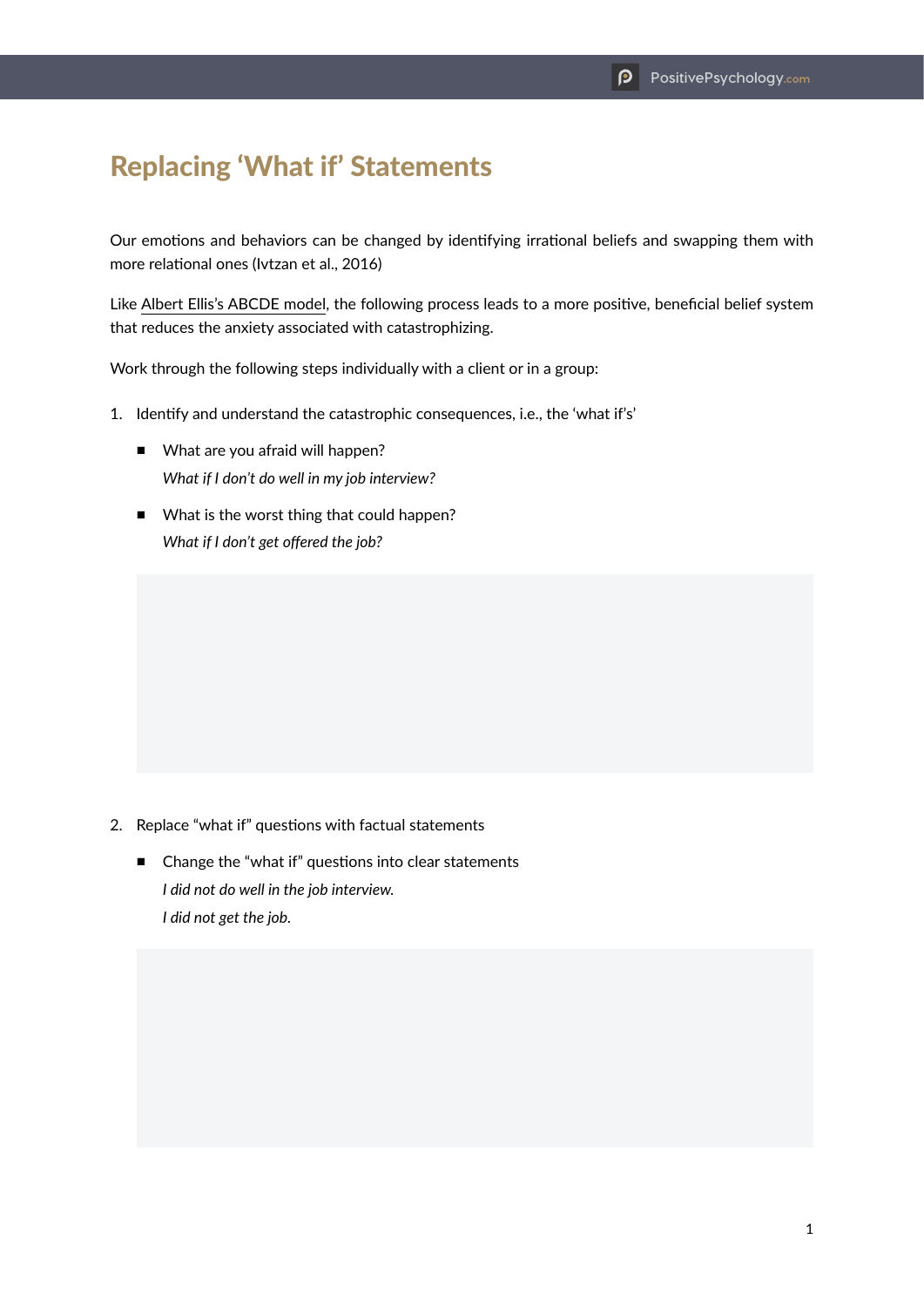# Replacing 'What if' Statements

Our emotions and behaviors can be changed by identifying irrational beliefs and swapping them with more relational ones (Ivtzan et al., 2016)

Like Albert Ellis's ABCDE model, the following process leads to a more positive, beneficial belief system that reduces the anxiety associated with catastrophizing.

Work through the following steps individually with a client or in a group:

1. Identify and understand the catastrophic consequences, i.e., the 'what if's'

   - What are you afraid will happen?
     *What if I don't do well in my job interview?*
   - What is the worst thing that could happen?
     *What if I don't get offered the job?*

2. Replace "what if" questions with factual statements

   - Change the "what if" questions into clear statements
     *I did not do well in the job interview.*
     *I did not get the job.*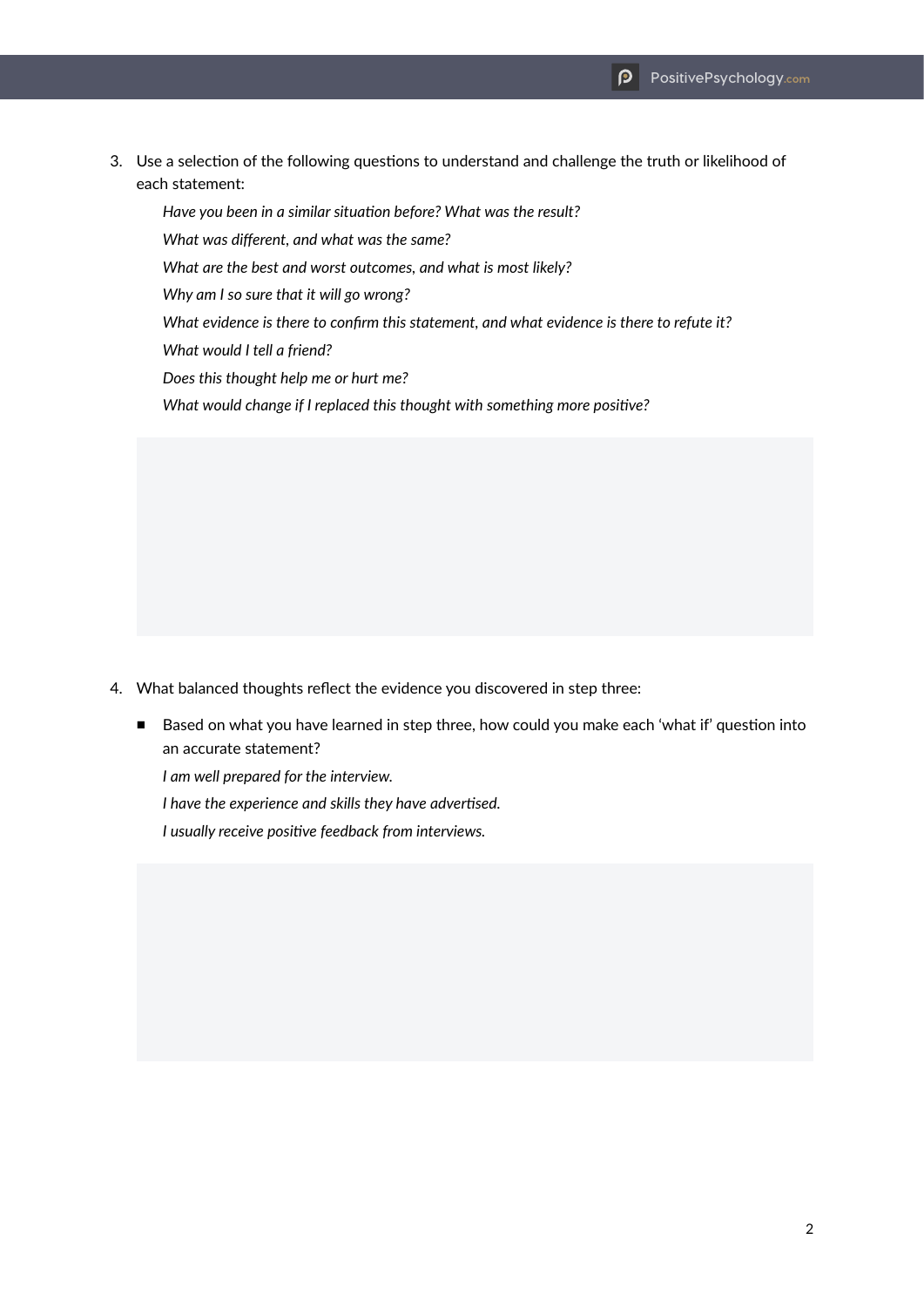3. Use a selection of the following questions to understand and challenge the truth or likelihood of each statement:

   *Have you been in a similar situation before? What was the result?*

   *What was different, and what was the same?*

   *What are the best and worst outcomes, and what is most likely?*

   *Why am I so sure that it will go wrong?*

   *What evidence is there to confirm this statement, and what evidence is there to refute it?*

   *What would I tell a friend?*

   *Does this thought help me or hurt me?*

   *What would change if I replaced this thought with something more positive?*

4. What balanced thoughts reflect the evidence you discovered in step three:

   - Based on what you have learned in step three, how could you make each 'what if' question into an accurate statement?

     *I am well prepared for the interview.*

     *I have the experience and skills they have advertised.*

     *I usually receive positive feedback from interviews.*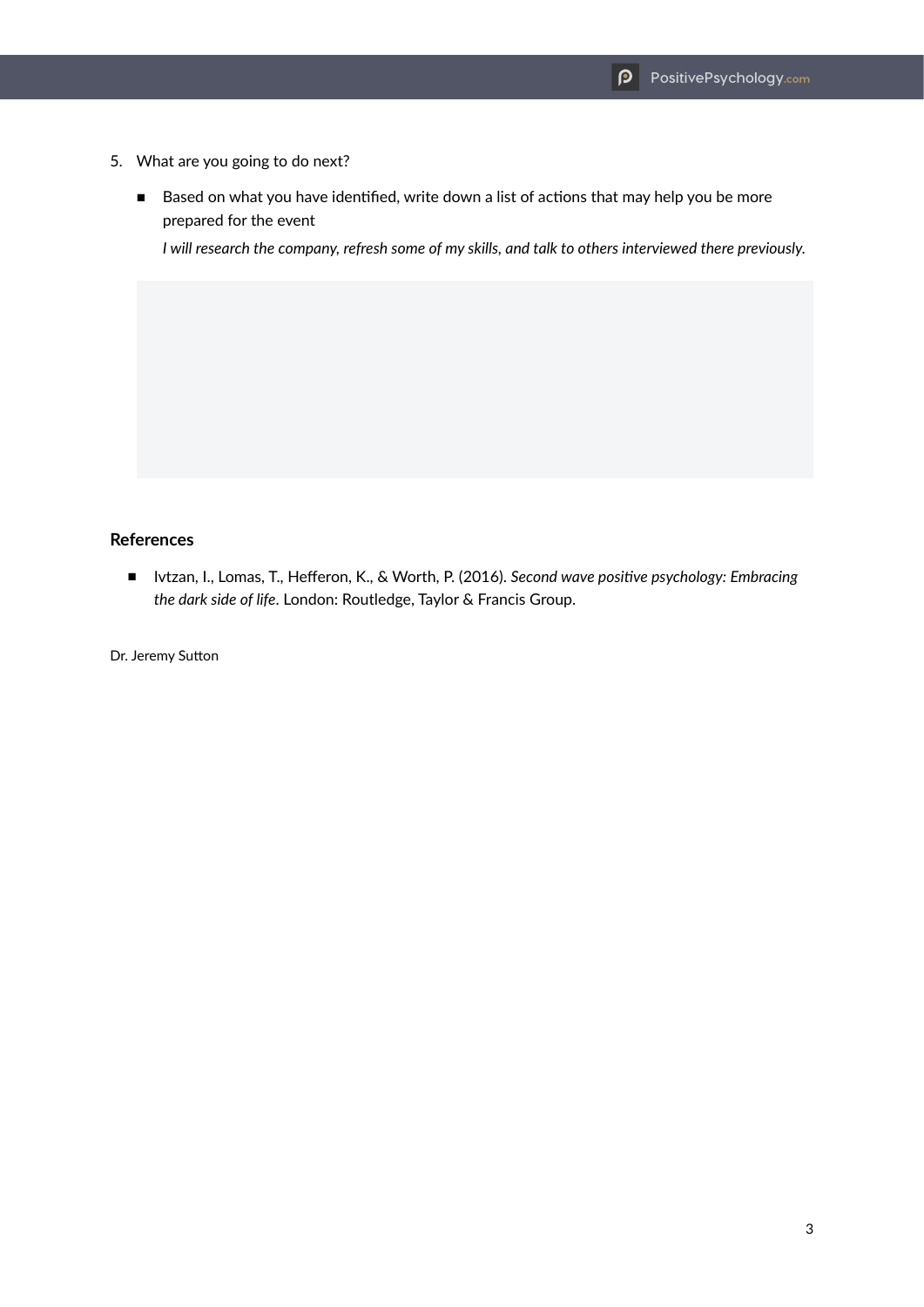5. What are you going to do next?

   - Based on what you have identified, write down a list of actions that may help you be more prepared for the event

     *I will research the company, refresh some of my skills, and talk to others interviewed there previously.*

## References

- Ivtzan, I., Lomas, T., Hefferon, K., & Worth, P. (2016). *Second wave positive psychology: Embracing the dark side of life*. London: Routledge, Taylor & Francis Group.

Dr. Jeremy Sutton